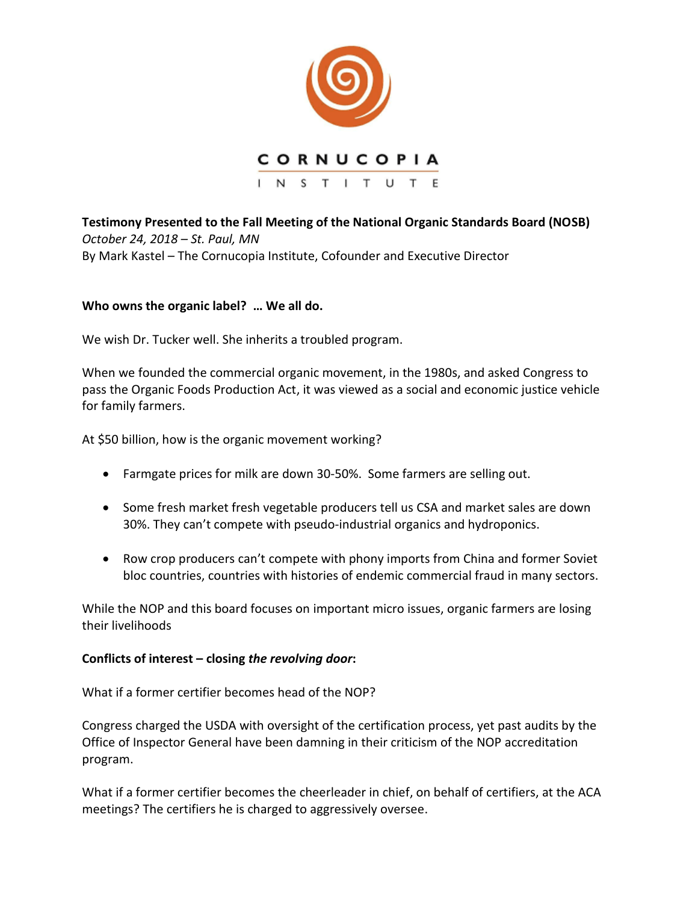CORNUCOPIA

INSTITUTE

**Testimony Presented to the Fall Meeting of the National Organic Standards Board (NOSB)**
*October 24, 2018 – St. Paul, MN*
By Mark Kastel – The Cornucopia Institute, Cofounder and Executive Director

**Who owns the organic label? … We all do.**

We wish Dr. Tucker well. She inherits a troubled program.

When we founded the commercial organic movement, in the 1980s, and asked Congress to pass the Organic Foods Production Act, it was viewed as a social and economic justice vehicle for family farmers.

At $50 billion, how is the organic movement working?

- Farmgate prices for milk are down 30-50%. Some farmers are selling out.
- Some fresh market fresh vegetable producers tell us CSA and market sales are down 30%. They can't compete with pseudo-industrial organics and hydroponics.
- Row crop producers can't compete with phony imports from China and former Soviet bloc countries, countries with histories of endemic commercial fraud in many sectors.

While the NOP and this board focuses on important micro issues, organic farmers are losing their livelihoods

**Conflicts of interest – closing *the revolving door*:**

What if a former certifier becomes head of the NOP?

Congress charged the USDA with oversight of the certification process, yet past audits by the Office of Inspector General have been damning in their criticism of the NOP accreditation program.

What if a former certifier becomes the cheerleader in chief, on behalf of certifiers, at the ACA meetings? The certifiers he is charged to aggressively oversee.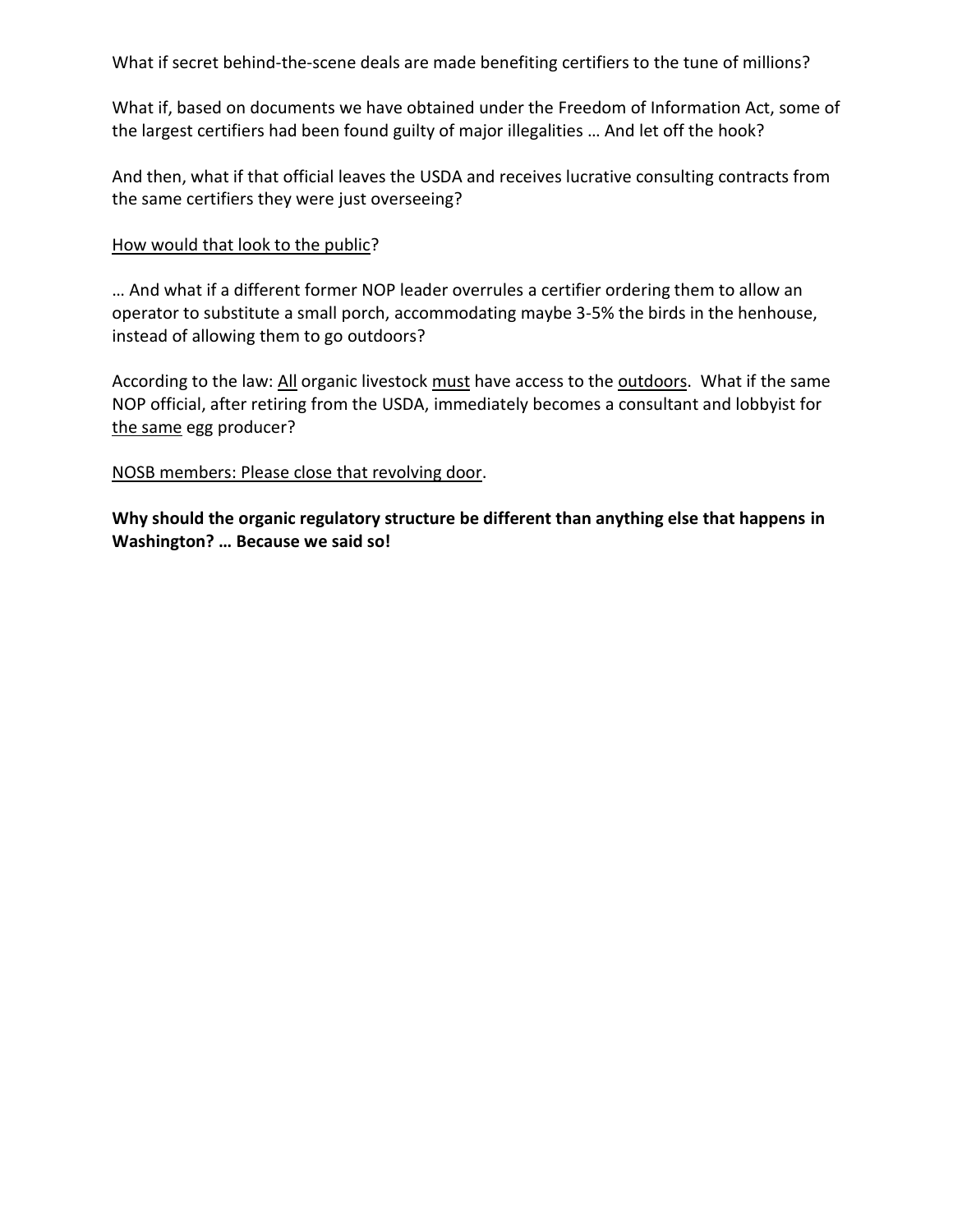What if secret behind-the-scene deals are made benefiting certifiers to the tune of millions?

What if, based on documents we have obtained under the Freedom of Information Act, some of the largest certifiers had been found guilty of major illegalities … And let off the hook?

And then, what if that official leaves the USDA and receives lucrative consulting contracts from the same certifiers they were just overseeing?

<u>How would that look to the public</u>?

… And what if a different former NOP leader overrules a certifier ordering them to allow an operator to substitute a small porch, accommodating maybe 3-5% the birds in the henhouse, instead of allowing them to go outdoors?

According to the law: <u>All</u> organic livestock <u>must</u> have access to the <u>outdoors</u>. What if the same NOP official, after retiring from the USDA, immediately becomes a consultant and lobbyist for <u>the same</u> egg producer?

<u>NOSB members: Please close that revolving door</u>.

**Why should the organic regulatory structure be different than anything else that happens in Washington? … Because we said so!**